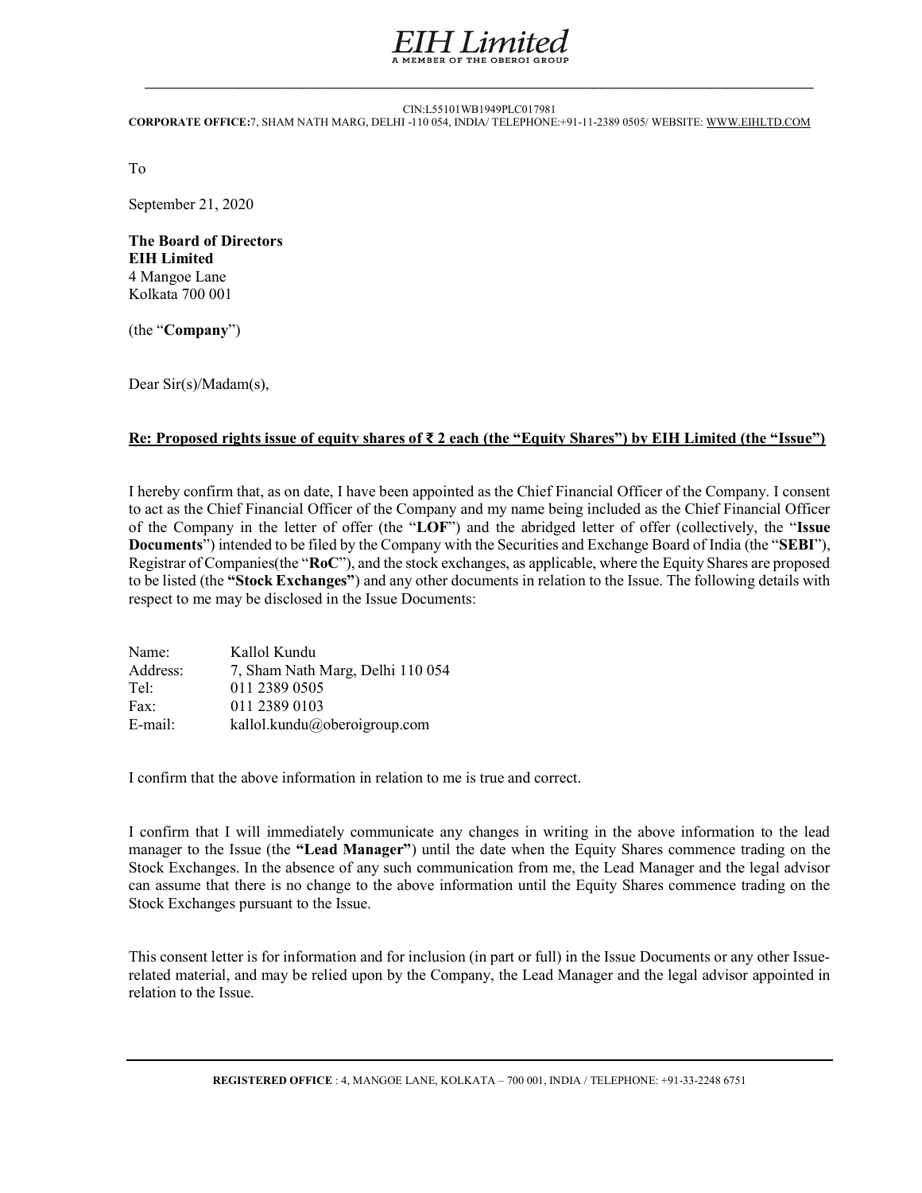# EIH Limited

A MEMBER OF THE OBEROI GROUP

CIN:L55101WB1949PLC017981

**CORPORATE OFFICE:**7, SHAM NATH MARG, DELHI -110 054, INDIA/ TELEPHONE:+91-11-2389 0505/ WEBSITE: WWW.EIHLTD.COM

To

September 21, 2020

**The Board of Directors**
**EIH Limited**
4 Mangoe Lane
Kolkata 700 001

(the "**Company**")

Dear Sir(s)/Madam(s),

**Re: Proposed rights issue of equity shares of ₹ 2 each (the "Equity Shares") by EIH Limited (the "Issue")**

I hereby confirm that, as on date, I have been appointed as the Chief Financial Officer of the Company. I consent to act as the Chief Financial Officer of the Company and my name being included as the Chief Financial Officer of the Company in the letter of offer (the "**LOF**") and the abridged letter of offer (collectively, the "**Issue Documents**") intended to be filed by the Company with the Securities and Exchange Board of India (the "**SEBI**"), Registrar of Companies(the "**RoC**"), and the stock exchanges, as applicable, where the Equity Shares are proposed to be listed (the **"Stock Exchanges"**) and any other documents in relation to the Issue. The following details with respect to me may be disclosed in the Issue Documents:

| | |
|---|---|
| Name: | Kallol Kundu |
| Address: | 7, Sham Nath Marg, Delhi 110 054 |
| Tel: | 011 2389 0505 |
| Fax: | 011 2389 0103 |
| E-mail: | kallol.kundu@oberoigroup.com |

I confirm that the above information in relation to me is true and correct.

I confirm that I will immediately communicate any changes in writing in the above information to the lead manager to the Issue (the **"Lead Manager"**) until the date when the Equity Shares commence trading on the Stock Exchanges. In the absence of any such communication from me, the Lead Manager and the legal advisor can assume that there is no change to the above information until the Equity Shares commence trading on the Stock Exchanges pursuant to the Issue.

This consent letter is for information and for inclusion (in part or full) in the Issue Documents or any other Issue-related material, and may be relied upon by the Company, the Lead Manager and the legal advisor appointed in relation to the Issue.

**REGISTERED OFFICE** : 4, MANGOE LANE, KOLKATA – 700 001, INDIA / TELEPHONE: +91-33-2248 6751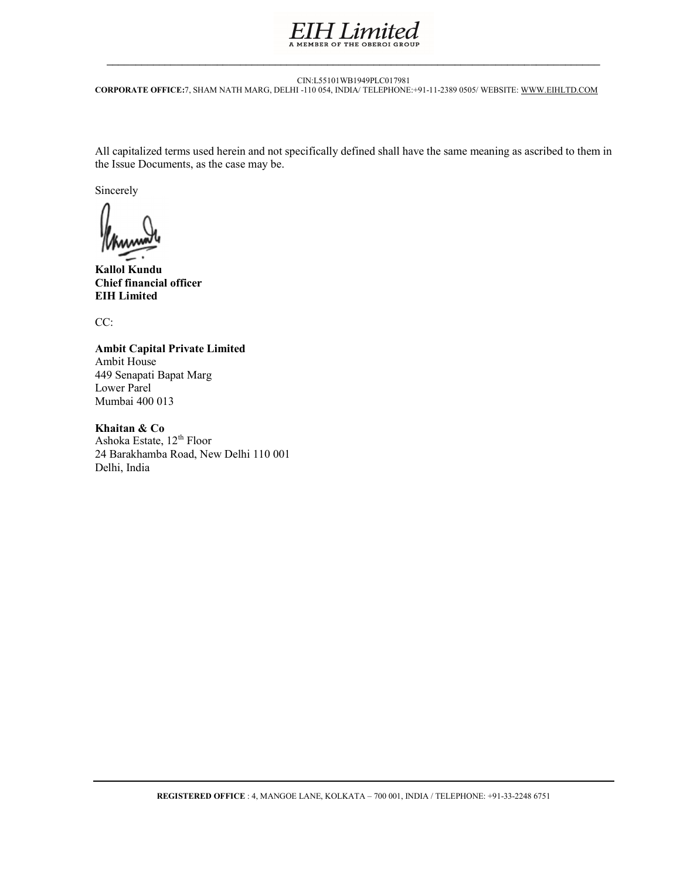All capitalized terms used herein and not specifically defined shall have the same meaning as ascribed to them in the Issue Documents, as the case may be.

Sincerely

**Kallol Kundu**
**Chief financial officer**
**EIH Limited**

CC:

**Ambit Capital Private Limited**
Ambit House
449 Senapati Bapat Marg
Lower Parel
Mumbai 400 013

**Khaitan & Co**
Ashoka Estate, 12th Floor
24 Barakhamba Road, New Delhi 110 001
Delhi, India